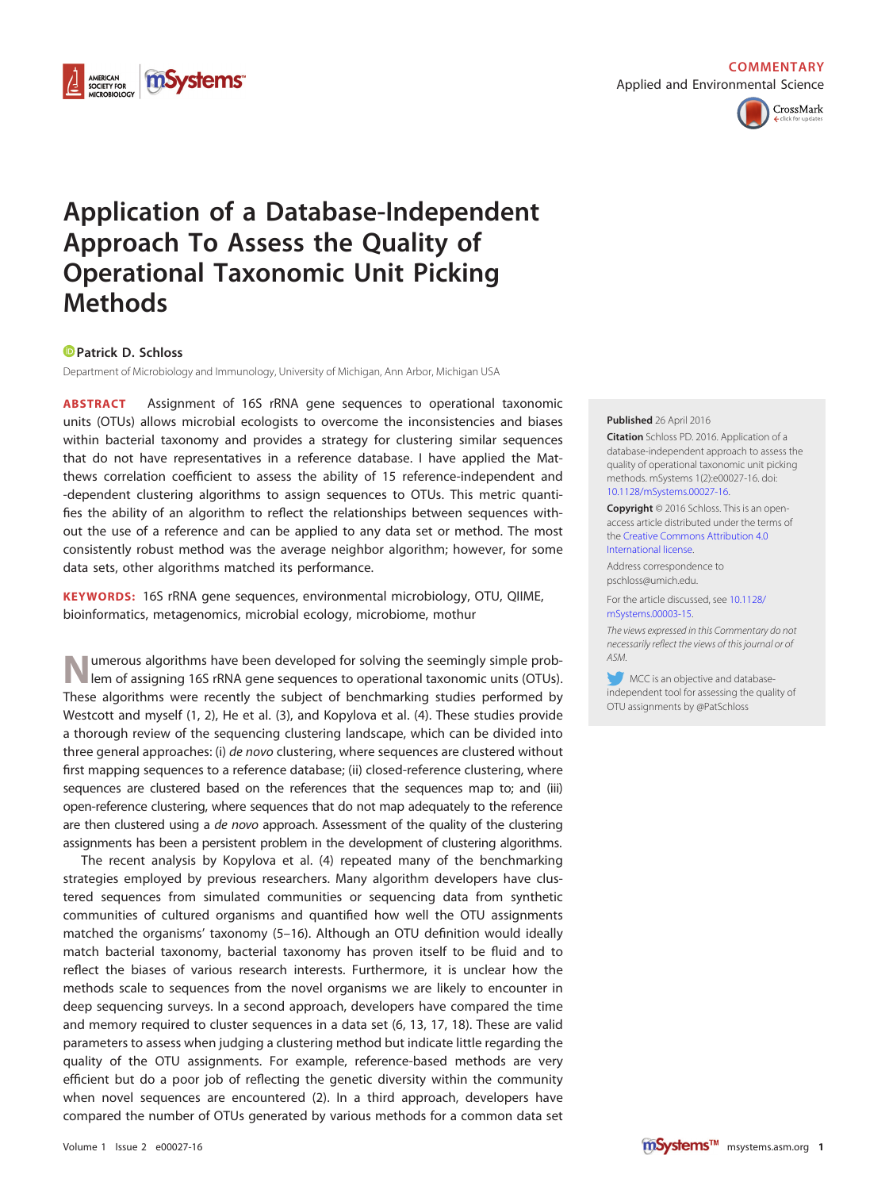COMMENTARY
Applied and Environmental Science

# Application of a Database-Independent Approach To Assess the Quality of Operational Taxonomic Unit Picking Methods

Patrick D. Schloss

Department of Microbiology and Immunology, University of Michigan, Ann Arbor, Michigan USA

**ABSTRACT** Assignment of 16S rRNA gene sequences to operational taxonomic units (OTUs) allows microbial ecologists to overcome the inconsistencies and biases within bacterial taxonomy and provides a strategy for clustering similar sequences that do not have representatives in a reference database. I have applied the Matthews correlation coefficient to assess the ability of 15 reference-independent and -dependent clustering algorithms to assign sequences to OTUs. This metric quantifies the ability of an algorithm to reflect the relationships between sequences without the use of a reference and can be applied to any data set or method. The most consistently robust method was the average neighbor algorithm; however, for some data sets, other algorithms matched its performance.

**KEYWORDS:** 16S rRNA gene sequences, environmental microbiology, OTU, QIIME, bioinformatics, metagenomics, microbial ecology, microbiome, mothur

**Published** 26 April 2016

**Citation** Schloss PD. 2016. Application of a database-independent approach to assess the quality of operational taxonomic unit picking methods. mSystems 1(2):e00027-16. doi: 10.1128/mSystems.00027-16.

**Copyright** © 2016 Schloss. This is an open-access article distributed under the terms of the Creative Commons Attribution 4.0 International license.

Address correspondence to pschloss@umich.edu.

For the article discussed, see 10.1128/mSystems.00003-15.

*The views expressed in this Commentary do not necessarily reflect the views of this journal or of ASM.*

MCC is an objective and database-independent tool for assessing the quality of OTU assignments by @PatSchloss

Numerous algorithms have been developed for solving the seemingly simple problem of assigning 16S rRNA gene sequences to operational taxonomic units (OTUs). These algorithms were recently the subject of benchmarking studies performed by Westcott and myself (1, 2), He et al. (3), and Kopylova et al. (4). These studies provide a thorough review of the sequencing clustering landscape, which can be divided into three general approaches: (i) *de novo* clustering, where sequences are clustered without first mapping sequences to a reference database; (ii) closed-reference clustering, where sequences are clustered based on the references that the sequences map to; and (iii) open-reference clustering, where sequences that do not map adequately to the reference are then clustered using a *de novo* approach. Assessment of the quality of the clustering assignments has been a persistent problem in the development of clustering algorithms.

The recent analysis by Kopylova et al. (4) repeated many of the benchmarking strategies employed by previous researchers. Many algorithm developers have clustered sequences from simulated communities or sequencing data from synthetic communities of cultured organisms and quantified how well the OTU assignments matched the organisms' taxonomy (5–16). Although an OTU definition would ideally match bacterial taxonomy, bacterial taxonomy has proven itself to be fluid and to reflect the biases of various research interests. Furthermore, it is unclear how the methods scale to sequences from the novel organisms we are likely to encounter in deep sequencing surveys. In a second approach, developers have compared the time and memory required to cluster sequences in a data set (6, 13, 17, 18). These are valid parameters to assess when judging a clustering method but indicate little regarding the quality of the OTU assignments. For example, reference-based methods are very efficient but do a poor job of reflecting the genetic diversity within the community when novel sequences are encountered (2). In a third approach, developers have compared the number of OTUs generated by various methods for a common data set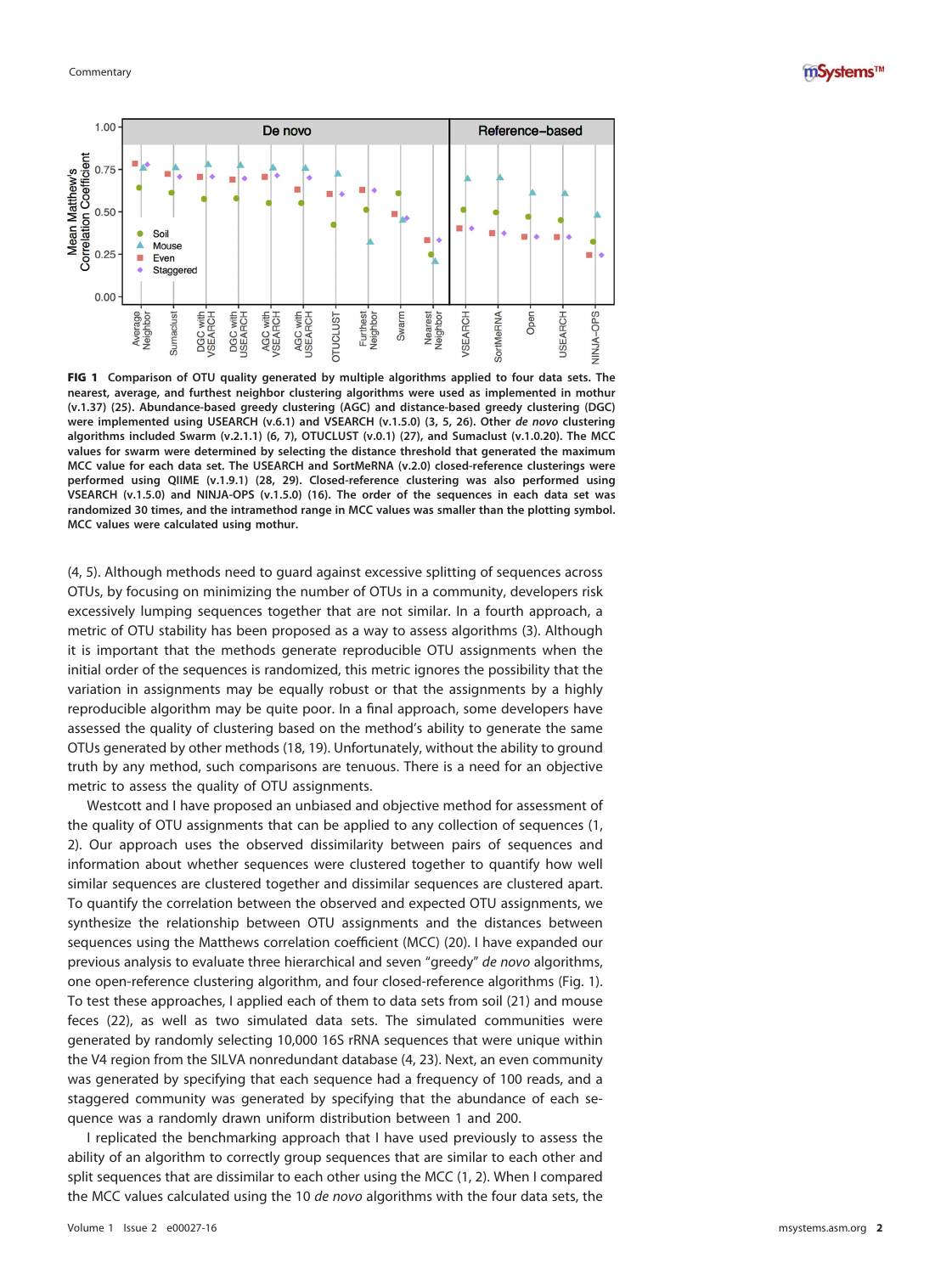**FIG 1** **Comparison of OTU quality generated by multiple algorithms applied to four data sets. The nearest, average, and furthest neighbor clustering algorithms were used as implemented in mothur (v.1.37) (25). Abundance-based greedy clustering (AGC) and distance-based greedy clustering (DGC) were implemented using USEARCH (v.6.1) and VSEARCH (v.1.5.0) (3, 5, 26). Other *de novo* clustering algorithms included Swarm (v.2.1.1) (6, 7), OTUCLUST (v.0.1) (27), and Sumaclust (v.1.0.20). The MCC values for swarm were determined by selecting the distance threshold that generated the maximum MCC value for each data set. The USEARCH and SortMeRNA (v.2.0) closed-reference clusterings were performed using QIIME (v.1.9.1) (28, 29). Closed-reference clustering was also performed using VSEARCH (v.1.5.0) and NINJA-OPS (v.1.5.0) (16). The order of the sequences in each data set was randomized 30 times, and the intramethod range in MCC values was smaller than the plotting symbol. MCC values were calculated using mothur.**

(4, 5). Although methods need to guard against excessive splitting of sequences across OTUs, by focusing on minimizing the number of OTUs in a community, developers risk excessively lumping sequences together that are not similar. In a fourth approach, a metric of OTU stability has been proposed as a way to assess algorithms (3). Although it is important that the methods generate reproducible OTU assignments when the initial order of the sequences is randomized, this metric ignores the possibility that the variation in assignments may be equally robust or that the assignments by a highly reproducible algorithm may be quite poor. In a final approach, some developers have assessed the quality of clustering based on the method's ability to generate the same OTUs generated by other methods (18, 19). Unfortunately, without the ability to ground truth by any method, such comparisons are tenuous. There is a need for an objective metric to assess the quality of OTU assignments.

Westcott and I have proposed an unbiased and objective method for assessment of the quality of OTU assignments that can be applied to any collection of sequences (1, 2). Our approach uses the observed dissimilarity between pairs of sequences and information about whether sequences were clustered together to quantify how well similar sequences are clustered together and dissimilar sequences are clustered apart. To quantify the correlation between the observed and expected OTU assignments, we synthesize the relationship between OTU assignments and the distances between sequences using the Matthews correlation coefficient (MCC) (20). I have expanded our previous analysis to evaluate three hierarchical and seven "greedy" *de novo* algorithms, one open-reference clustering algorithm, and four closed-reference algorithms (Fig. 1). To test these approaches, I applied each of them to data sets from soil (21) and mouse feces (22), as well as two simulated data sets. The simulated communities were generated by randomly selecting 10,000 16S rRNA sequences that were unique within the V4 region from the SILVA nonredundant database (4, 23). Next, an even community was generated by specifying that each sequence had a frequency of 100 reads, and a staggered community was generated by specifying that the abundance of each sequence was a randomly drawn uniform distribution between 1 and 200.

I replicated the benchmarking approach that I have used previously to assess the ability of an algorithm to correctly group sequences that are similar to each other and split sequences that are dissimilar to each other using the MCC (1, 2). When I compared the MCC values calculated using the 10 *de novo* algorithms with the four data sets, the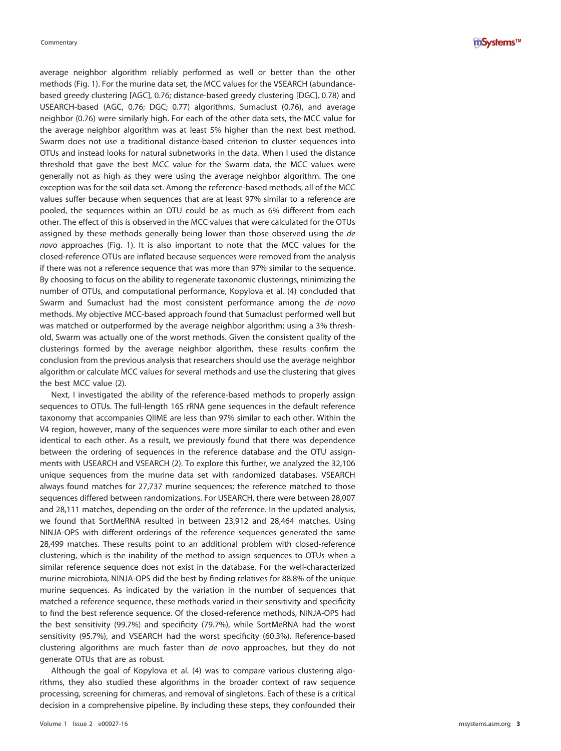average neighbor algorithm reliably performed as well or better than the other methods (Fig. 1). For the murine data set, the MCC values for the VSEARCH (abundance-based greedy clustering [AGC], 0.76; distance-based greedy clustering [DGC], 0.78) and USEARCH-based (AGC, 0.76; DGC; 0.77) algorithms, Sumaclust (0.76), and average neighbor (0.76) were similarly high. For each of the other data sets, the MCC value for the average neighbor algorithm was at least 5% higher than the next best method. Swarm does not use a traditional distance-based criterion to cluster sequences into OTUs and instead looks for natural subnetworks in the data. When I used the distance threshold that gave the best MCC value for the Swarm data, the MCC values were generally not as high as they were using the average neighbor algorithm. The one exception was for the soil data set. Among the reference-based methods, all of the MCC values suffer because when sequences that are at least 97% similar to a reference are pooled, the sequences within an OTU could be as much as 6% different from each other. The effect of this is observed in the MCC values that were calculated for the OTUs assigned by these methods generally being lower than those observed using the *de novo* approaches (Fig. 1). It is also important to note that the MCC values for the closed-reference OTUs are inflated because sequences were removed from the analysis if there was not a reference sequence that was more than 97% similar to the sequence. By choosing to focus on the ability to regenerate taxonomic clusterings, minimizing the number of OTUs, and computational performance, Kopylova et al. (4) concluded that Swarm and Sumaclust had the most consistent performance among the *de novo* methods. My objective MCC-based approach found that Sumaclust performed well but was matched or outperformed by the average neighbor algorithm; using a 3% threshold, Swarm was actually one of the worst methods. Given the consistent quality of the clusterings formed by the average neighbor algorithm, these results confirm the conclusion from the previous analysis that researchers should use the average neighbor algorithm or calculate MCC values for several methods and use the clustering that gives the best MCC value (2).

Next, I investigated the ability of the reference-based methods to properly assign sequences to OTUs. The full-length 16S rRNA gene sequences in the default reference taxonomy that accompanies QIIME are less than 97% similar to each other. Within the V4 region, however, many of the sequences were more similar to each other and even identical to each other. As a result, we previously found that there was dependence between the ordering of sequences in the reference database and the OTU assignments with USEARCH and VSEARCH (2). To explore this further, we analyzed the 32,106 unique sequences from the murine data set with randomized databases. VSEARCH always found matches for 27,737 murine sequences; the reference matched to those sequences differed between randomizations. For USEARCH, there were between 28,007 and 28,111 matches, depending on the order of the reference. In the updated analysis, we found that SortMeRNA resulted in between 23,912 and 28,464 matches. Using NINJA-OPS with different orderings of the reference sequences generated the same 28,499 matches. These results point to an additional problem with closed-reference clustering, which is the inability of the method to assign sequences to OTUs when a similar reference sequence does not exist in the database. For the well-characterized murine microbiota, NINJA-OPS did the best by finding relatives for 88.8% of the unique murine sequences. As indicated by the variation in the number of sequences that matched a reference sequence, these methods varied in their sensitivity and specificity to find the best reference sequence. Of the closed-reference methods, NINJA-OPS had the best sensitivity (99.7%) and specificity (79.7%), while SortMeRNA had the worst sensitivity (95.7%), and VSEARCH had the worst specificity (60.3%). Reference-based clustering algorithms are much faster than *de novo* approaches, but they do not generate OTUs that are as robust.

Although the goal of Kopylova et al. (4) was to compare various clustering algorithms, they also studied these algorithms in the broader context of raw sequence processing, screening for chimeras, and removal of singletons. Each of these is a critical decision in a comprehensive pipeline. By including these steps, they confounded their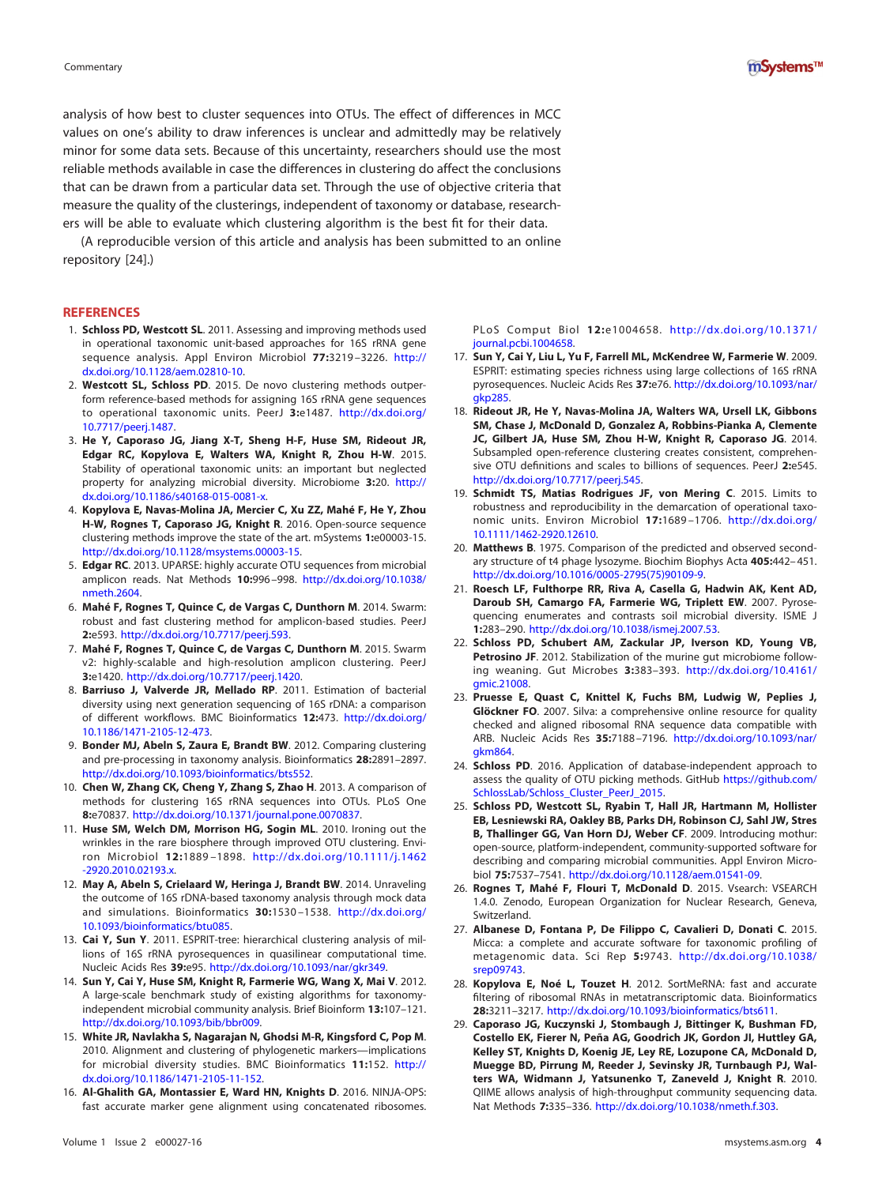analysis of how best to cluster sequences into OTUs. The effect of differences in MCC values on one's ability to draw inferences is unclear and admittedly may be relatively minor for some data sets. Because of this uncertainty, researchers should use the most reliable methods available in case the differences in clustering do affect the conclusions that can be drawn from a particular data set. Through the use of objective criteria that measure the quality of the clusterings, independent of taxonomy or database, researchers will be able to evaluate which clustering algorithm is the best fit for their data.

(A reproducible version of this article and analysis has been submitted to an online repository [24].)

## REFERENCES

1. **Schloss PD, Westcott SL**. 2011. Assessing and improving methods used in operational taxonomic unit-based approaches for 16S rRNA gene sequence analysis. Appl Environ Microbiol **77:**3219–3226. http://dx.doi.org/10.1128/aem.02810-10.
2. **Westcott SL, Schloss PD**. 2015. De novo clustering methods outperform reference-based methods for assigning 16S rRNA gene sequences to operational taxonomic units. PeerJ **3:**e1487. http://dx.doi.org/10.7717/peerj.1487.
3. **He Y, Caporaso JG, Jiang X-T, Sheng H-F, Huse SM, Rideout JR, Edgar RC, Kopylova E, Walters WA, Knight R, Zhou H-W**. 2015. Stability of operational taxonomic units: an important but neglected property for analyzing microbial diversity. Microbiome **3:**20. http://dx.doi.org/10.1186/s40168-015-0081-x.
4. **Kopylova E, Navas-Molina JA, Mercier C, Xu ZZ, Mahé F, He Y, Zhou H-W, Rognes T, Caporaso JG, Knight R**. 2016. Open-source sequence clustering methods improve the state of the art. mSystems **1:**e00003-15. http://dx.doi.org/10.1128/msystems.00003-15.
5. **Edgar RC**. 2013. UPARSE: highly accurate OTU sequences from microbial amplicon reads. Nat Methods **10:**996–998. http://dx.doi.org/10.1038/nmeth.2604.
6. **Mahé F, Rognes T, Quince C, de Vargas C, Dunthorn M**. 2014. Swarm: robust and fast clustering method for amplicon-based studies. PeerJ **2:**e593. http://dx.doi.org/10.7717/peerj.593.
7. **Mahé F, Rognes T, Quince C, de Vargas C, Dunthorn M**. 2015. Swarm v2: highly-scalable and high-resolution amplicon clustering. PeerJ **3:**e1420. http://dx.doi.org/10.7717/peerj.1420.
8. **Barriuso J, Valverde JR, Mellado RP**. 2011. Estimation of bacterial diversity using next generation sequencing of 16S rDNA: a comparison of different workflows. BMC Bioinformatics **12:**473. http://dx.doi.org/10.1186/1471-2105-12-473.
9. **Bonder MJ, Abeln S, Zaura E, Brandt BW**. 2012. Comparing clustering and pre-processing in taxonomy analysis. Bioinformatics **28:**2891–2897. http://dx.doi.org/10.1093/bioinformatics/bts552.
10. **Chen W, Zhang CK, Cheng Y, Zhang S, Zhao H**. 2013. A comparison of methods for clustering 16S rRNA sequences into OTUs. PLoS One **8:**e70837. http://dx.doi.org/10.1371/journal.pone.0070837.
11. **Huse SM, Welch DM, Morrison HG, Sogin ML**. 2010. Ironing out the wrinkles in the rare biosphere through improved OTU clustering. Environ Microbiol **12:**1889–1898. http://dx.doi.org/10.1111/j.1462-2920.2010.02193.x.
12. **May A, Abeln S, Crielaard W, Heringa J, Brandt BW**. 2014. Unraveling the outcome of 16S rDNA-based taxonomy analysis through mock data and simulations. Bioinformatics **30:**1530–1538. http://dx.doi.org/10.1093/bioinformatics/btu085.
13. **Cai Y, Sun Y**. 2011. ESPRIT-tree: hierarchical clustering analysis of millions of 16S rRNA pyrosequences in quasilinear computational time. Nucleic Acids Res **39:**e95. http://dx.doi.org/10.1093/nar/gkr349.
14. **Sun Y, Cai Y, Huse SM, Knight R, Farmerie WG, Wang X, Mai V**. 2012. A large-scale benchmark study of existing algorithms for taxonomy-independent microbial community analysis. Brief Bioinform **13:**107–121. http://dx.doi.org/10.1093/bib/bbr009.
15. **White JR, Navlakha S, Nagarajan N, Ghodsi M-R, Kingsford C, Pop M**. 2010. Alignment and clustering of phylogenetic markers—implications for microbial diversity studies. BMC Bioinformatics **11:**152. http://dx.doi.org/10.1186/1471-2105-11-152.
16. **Al-Ghalith GA, Montassier E, Ward HN, Knights D**. 2016. NINJA-OPS: fast accurate marker gene alignment using concatenated ribosomes. PLoS Comput Biol **12:**e1004658. http://dx.doi.org/10.1371/journal.pcbi.1004658.
17. **Sun Y, Cai Y, Liu L, Yu F, Farrell ML, McKendree W, Farmerie W**. 2009. ESPRIT: estimating species richness using large collections of 16S rRNA pyrosequences. Nucleic Acids Res **37:**e76. http://dx.doi.org/10.1093/nar/gkp285.
18. **Rideout JR, He Y, Navas-Molina JA, Walters WA, Ursell LK, Gibbons SM, Chase J, McDonald D, Gonzalez A, Robbins-Pianka A, Clemente JC, Gilbert JA, Huse SM, Zhou H-W, Knight R, Caporaso JG**. 2014. Subsampled open-reference clustering creates consistent, comprehensive OTU definitions and scales to billions of sequences. PeerJ **2:**e545. http://dx.doi.org/10.7717/peerj.545.
19. **Schmidt TSB, Matias Rodrigues JF, von Mering C**. 2015. Limits to robustness and reproducibility in the demarcation of operational taxonomic units. Environ Microbiol **17:**1689–1706. http://dx.doi.org/10.1111/1462-2920.12610.
20. **Matthews B**. 1975. Comparison of the predicted and observed secondary structure of t4 phage lysozyme. Biochim Biophys Acta **405:**442–451. http://dx.doi.org/10.1016/0005-2795(75)90109-9.
21. **Roesch LF, Fulthorpe RR, Riva A, Casella G, Hadwin AK, Kent AD, Daroub SH, Camargo FA, Farmerie WG, Triplett EW**. 2007. Pyrosequencing enumerates and contrasts soil microbial diversity. ISME J **1:**283–290. http://dx.doi.org/10.1038/ismej.2007.53.
22. **Schloss PD, Schubert AM, Zackular JP, Iverson KD, Young VB, Petrosino JF**. 2012. Stabilization of the murine gut microbiome following weaning. Gut Microbes **3:**383–393. http://dx.doi.org/10.4161/gmic.21008.
23. **Pruesse E, Quast C, Knittel K, Fuchs BM, Ludwig W, Peplies J, Glöckner FO**. 2007. Silva: a comprehensive online resource for quality checked and aligned ribosomal RNA sequence data compatible with ARB. Nucleic Acids Res **35:**7188–7196. http://dx.doi.org/10.1093/nar/gkm864.
24. **Schloss PD**. 2016. Application of database-independent approach to assess the quality of OTU picking methods. GitHub https://github.com/SchlossLab/Schloss_Cluster_PeerJ_2015.
25. **Schloss PD, Westcott SL, Ryabin T, Hall JR, Hartmann M, Hollister EB, Lesniewski RA, Oakley BB, Parks DH, Robinson CJ, Sahl JW, Stres B, Thallinger GG, Van Horn DJ, Weber CF**. 2009. Introducing mothur: open-source, platform-independent, community-supported software for describing and comparing microbial communities. Appl Environ Microbiol **75:**7537–7541. http://dx.doi.org/10.1128/aem.01541-09.
26. **Rognes T, Mahé F, Flouri T, McDonald D**. 2015. Vsearch: VSEARCH 1.4.0. Zenodo, European Organization for Nuclear Research, Geneva, Switzerland.
27. **Albanese D, Fontana P, De Filippo C, Cavalieri D, Donati C**. 2015. Micca: a complete and accurate software for taxonomic profiling of metagenomic data. Sci Rep **5:**9743. http://dx.doi.org/10.1038/srep09743.
28. **Kopylova E, Noé L, Touzet H**. 2012. SortMeRNA: fast and accurate filtering of ribosomal RNAs in metatranscriptomic data. Bioinformatics **28:**3211–3217. http://dx.doi.org/10.1093/bioinformatics/bts611.
29. **Caporaso JG, Kuczynski J, Stombaugh J, Bittinger K, Bushman FD, Costello EK, Fierer N, Peña AG, Goodrich JK, Gordon JI, Huttley GA, Kelley ST, Knights D, Koenig JE, Ley RE, Lozupone CA, McDonald D, Muegge BD, Pirrung M, Reeder J, Sevinsky JR, Turnbaugh PJ, Walters WA, Widmann J, Yatsunenko T, Zaneveld J, Knight R**. 2010. QIIME allows analysis of high-throughput community sequencing data. Nat Methods **7:**335–336. http://dx.doi.org/10.1038/nmeth.f.303.